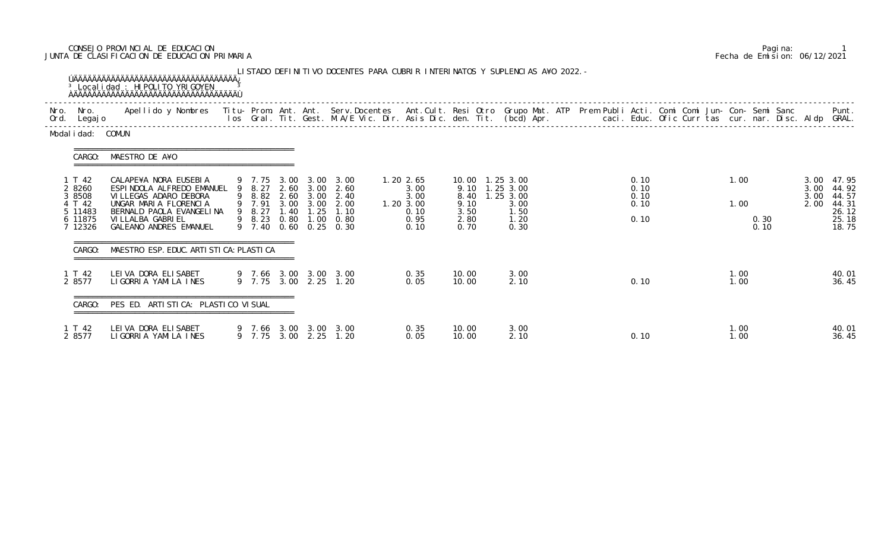CONSEJO PROVINCIAL DE EDUCACION
JUNTA DE CLASIFICACION DE EDUCACION PRIMARIA

Fecha de Emision: 06/12/2021

LISTADO DEFINITIVO DOCENTES PARA CUBRIR INTERINATOS Y SUPLENCIAS A¥O 2022.-

Localidad : HIPOLITO YRIGOYEN

Modalidad: COMUN

CARGO: MAESTRO DE A¥O

| Nro. Ord. | Nro. Legajo | Apellido y Nombres | Titu-los | Prom. Gral. | Ant. Tit. | Ant. Gest. | Serv. Docentes M.A/E Vic. Dir. | Ant. Cult. Asis Dic. | Resi den. | Otro Tit. | Grupo Mat. (bcd) | ATP Apr. | Prem Publi caci. | Acti. Educ. | Comi Ofic | Comi Curr | Jun-tas | Con-cur. | Semi nar. | Sanc Disc. | Aldp | Punt. GRAL. |
|---|---|---|---|---|---|---|---|---|---|---|---|---|---|---|---|---|---|---|---|---|---|---|
| 1 | T 42 | CALAPE¥A NORA EUSEBIA | 9 | 7.75 | 3.00 | 3.00 | 3.00 | 1.20 2.65 | 10.00 | 1.25 | 3.00 | | | 0.10 | | | | 1.00 | | | 3.00 | 47.95 |
| 2 | 8260 | ESPINDOLA ALFREDO EMANUEL | 9 | 8.27 | 2.60 | 3.00 | 2.60 | 3.00 | 9.10 | 1.25 | 3.00 | | | 0.10 | | | | | | | 3.00 | 44.92 |
| 3 | 8508 | VILLEGAS ADARO DEBORA | 9 | 8.82 | 2.60 | 3.00 | 2.40 | 3.00 | 8.40 | 1.25 | 3.00 | | | 0.10 | | | | | | | 3.00 | 44.57 |
| 4 | T 42 | UNGAR MARIA FLORENCIA | 9 | 7.91 | 3.00 | 3.00 | 2.00 | 1.20 3.00 | 9.10 | | 3.00 | | | 0.10 | | | | 1.00 | | | 2.00 | 44.31 |
| 5 | 11483 | BERNALD PAOLA EVANGELINA | 9 | 8.27 | 1.40 | 1.25 | 1.10 | 0.10 | 3.50 | | 1.50 | | | | | | | | | | | 26.12 |
| 6 | 11875 | VILLALBA GABRIEL | 9 | 8.23 | 0.80 | 1.00 | 0.80 | 0.95 | 2.80 | | 1.20 | | | 0.10 | | | | | 0.30 | | | 25.18 |
| 7 | 12326 | GALEANO ANDRES EMANUEL | 9 | 7.40 | 0.60 | 0.25 | 0.30 | 0.10 | 0.70 | | 0.30 | | | | | | | | 0.10 | | | 18.75 |

CARGO: MAESTRO ESP. EDUC. ARTISTICA: PLASTICA

| Nro. Ord. | Nro. Legajo | Apellido y Nombres | Titu-los | Prom. Gral. | Ant. Tit. | Ant. Gest. | Serv. Docentes M.A/E Vic. Dir. | Ant. Cult. Asis Dic. | Resi den. | Otro Tit. | Grupo Mat. (bcd) | ATP Apr. | Prem Publi caci. | Acti. Educ. | Comi Ofic | Comi Curr | Jun-tas | Con-cur. | Semi nar. | Sanc Disc. | Aldp | Punt. GRAL. |
|---|---|---|---|---|---|---|---|---|---|---|---|---|---|---|---|---|---|---|---|---|---|---|
| 1 | T 42 | LEIVA DORA ELISABET | 9 | 7.66 | 3.00 | 3.00 | 3.00 | 0.35 | 10.00 | | 3.00 | | | | | | | 1.00 | | | | 40.01 |
| 2 | 8577 | LIGORRIA YAMILA INES | 9 | 7.75 | 3.00 | 2.25 | 1.20 | 0.05 | 10.00 | | 2.10 | | | 0.10 | | | | 1.00 | | | | 36.45 |

CARGO: PES ED. ARTISTICA: PLASTICO VISUAL

| Nro. Ord. | Nro. Legajo | Apellido y Nombres | Titu-los | Prom. Gral. | Ant. Tit. | Ant. Gest. | Serv. Docentes M.A/E Vic. Dir. | Ant. Cult. Asis Dic. | Resi den. | Otro Tit. | Grupo Mat. (bcd) | ATP Apr. | Prem Publi caci. | Acti. Educ. | Comi Ofic | Comi Curr | Jun-tas | Con-cur. | Semi nar. | Sanc Disc. | Aldp | Punt. GRAL. |
|---|---|---|---|---|---|---|---|---|---|---|---|---|---|---|---|---|---|---|---|---|---|---|
| 1 | T 42 | LEIVA DORA ELISABET | 9 | 7.66 | 3.00 | 3.00 | 3.00 | 0.35 | 10.00 | | 3.00 | | | | | | | 1.00 | | | | 40.01 |
| 2 | 8577 | LIGORRIA YAMILA INES | 9 | 7.75 | 3.00 | 2.25 | 1.20 | 0.05 | 10.00 | | 2.10 | | | 0.10 | | | | 1.00 | | | | 36.45 |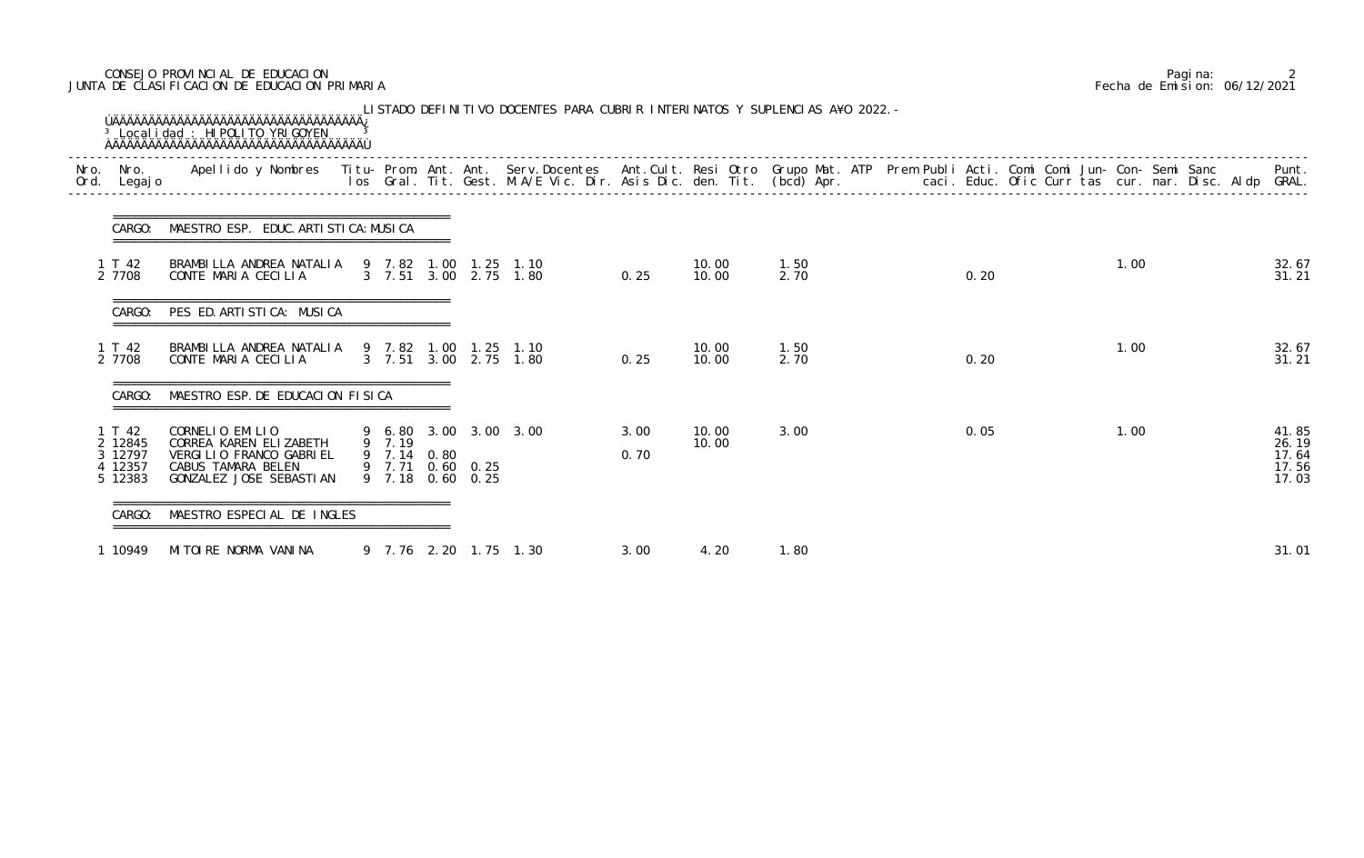CONSEJO PROVINCIAL DE EDUCACION
JUNTA DE CLASIFICACION DE EDUCACION PRIMARIA

Fecha de Emision: 06/12/2021

LISTADO DEFINITIVO DOCENTES PARA CUBRIR INTERINATOS Y SUPLENCIAS A¥O 2022.-

Localidad : HIPOLITO YRIGOYEN

| Nro. Ord. | Nro. Legajo | Apellido y Nombres | Titu- los | Prom. Gral. | Ant. Tit. | Ant. Gest. | Serv. Docentes M.A/E Vic. Dir. | Ant.Cult. Asis Dic. | Resi den. | Otro Tit. | Grupo (bcd) | Mat. Apr. | ATP | Prem | Publi caci. | Acti. Educ. | Comi Ofic | Comi Curr | Jun- tas | Con- cur. | Semi nar. | Sanc Disc. | Aldp | Punt. GRAL. |
|---|---|---|---|---|---|---|---|---|---|---|---|---|---|---|---|---|---|---|---|---|---|---|---|---|
| | | **CARGO: MAESTRO ESP. EDUC. ARTISTICA: MUSICA** | | | | | | | | | | | | | | | | | | | | | | |
| 1 | T 42 | BRAMBILLA ANDREA NATALIA | 9 | 7.82 | 1.00 | 1.25 | 1.10 | | 10.00 | 1.50 | | | | | | | | | 1.00 | | | | | 32.67 |
| 2 | 7708 | CONTE MARIA CECILIA | 3 | 7.51 | 3.00 | 2.75 | 1.80 | 0.25 | 10.00 | 2.70 | | | | | | 0.20 | | | | | | | | 31.21 |
| | | **CARGO: PES ED.ARTISTICA: MUSICA** | | | | | | | | | | | | | | | | | | | | | | |
| 1 | T 42 | BRAMBILLA ANDREA NATALIA | 9 | 7.82 | 1.00 | 1.25 | 1.10 | | 10.00 | 1.50 | | | | | | | | | 1.00 | | | | | 32.67 |
| 2 | 7708 | CONTE MARIA CECILIA | 3 | 7.51 | 3.00 | 2.75 | 1.80 | 0.25 | 10.00 | 2.70 | | | | | | 0.20 | | | | | | | | 31.21 |
| | | **CARGO: MAESTRO ESP.DE EDUCACION FISICA** | | | | | | | | | | | | | | | | | | | | | | |
| 1 | T 42 | CORNELIO EMILIO | 9 | 6.80 | 3.00 | 3.00 | 3.00 | 3.00 | 10.00 | 3.00 | | | | | | 0.05 | | | 1.00 | | | | | 41.85 |
| 2 | 12845 | CORREA KAREN ELIZABETH | 9 | 7.19 | | | | | 10.00 | | | | | | | | | | | | | | | 26.19 |
| 3 | 12797 | VERGILIO FRANCO GABRIEL | 9 | 7.14 | 0.80 | | | 0.70 | | | | | | | | | | | | | | | | 17.64 |
| 4 | 12357 | CABUS TAMARA BELEN | 9 | 7.71 | 0.60 | 0.25 | | | | | | | | | | | | | | | | | | 17.56 |
| 5 | 12383 | GONZALEZ JOSE SEBASTIAN | 9 | 7.18 | 0.60 | 0.25 | | | | | | | | | | | | | | | | | | 17.03 |
| | | **CARGO: MAESTRO ESPECIAL DE INGLES** | | | | | | | | | | | | | | | | | | | | | | |
| 1 | 10949 | MITOIRE NORMA VANINA | 9 | 7.76 | 2.20 | 1.75 | 1.30 | 3.00 | 4.20 | 1.80 | | | | | | | | | | | | | | 31.01 |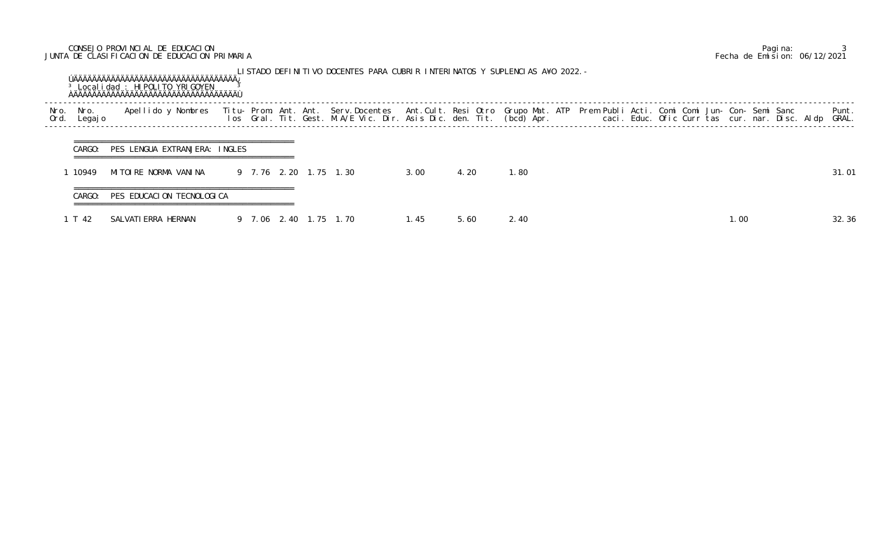CONSEJO PROVINCIAL DE EDUCACION
JUNTA DE CLASIFICACION DE EDUCACION PRIMARIA

Pagina: 3
Fecha de Emision: 06/12/2021

LISTADO DEFINITIVO DOCENTES PARA CUBRIR INTERINATOS Y SUPLENCIAS AÑO 2022.-

Localidad : HIPOLITO YRIGOYEN

| Nro. Ord. | Nro. Legajo | Apellido y Nombres | Titulos | Prom. Gral. | Ant. Tit. | Ant. Gest. | Serv. Docentes M.A/E Vic. Dir. | Ant. Cult. Asis Dic. | Resi den. | Otro Tit. | Grupo (bcd) | Mat. Apr. | ATP | Prem | Publi caci. | Acti. Educ. | Comi Ofic | Comi Curr | Jun- tas | Con- cur. | Semi nar. | Sanc Disc. | Aldp | Punt. GRAL. |
|---|---|---|---|---|---|---|---|---|---|---|---|---|---|---|---|---|---|---|---|---|---|---|---|---|
| **CARGO: PES LENGUA EXTRANJERA: INGLES** | | | | | | | | | | | | | | | | | | | | | | | | |
| 1 | 10949 | MITOIRE NORMA VANINA | 9 | 7.76 | 2.20 | 1.75 | 1.30 | 3.00 | 4.20 | 1.80 | | | | | | | | | | | | | | 31.01 |
| **CARGO: PES EDUCACION TECNOLOGICA** | | | | | | | | | | | | | | | | | | | | | | | | |
| 1 | T 42 | SALVATIERRA HERNAN | 9 | 7.06 | 2.40 | 1.75 | 1.70 | 1.45 | 5.60 | 2.40 | | | | | | | | | | 1.00 | | | | 32.36 |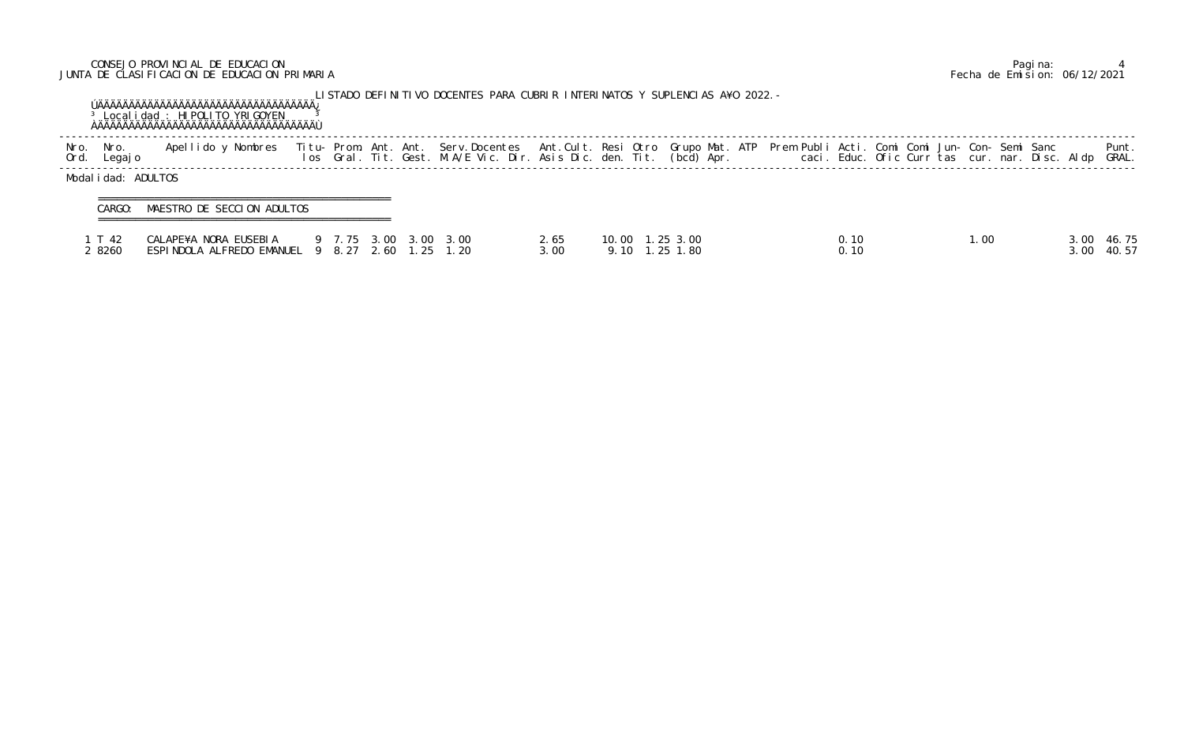CONSEJO PROVINCIAL DE EDUCACION
JUNTA DE CLASIFICACION DE EDUCACION PRIMARIA

Fecha de Emision: 06/12/2021

LISTADO DEFINITIVO DOCENTES PARA CUBRIR INTERINATOS Y SUPLENCIAS A¥O 2022.-

Localidad : HIPOLITO YRIGOYEN

Modalidad: ADULTOS

CARGO: MAESTRO DE SECCION ADULTOS

| Nro. Ord. | Nro. Legajo | Apellido y Nombres | Titulos | Prom. Gral. | Ant. Tit. | Ant. Gest. | Serv.Docentes M.A/E | Vic. | Dir. | Ant.Cult. Asis | Resi Dic. | Otro den. | Grupo Tit. | Mat. (bcd) | ATP Apr. | Prem | Publi caci. | Acti. Educ. | Comi Ofic | Comi Curr | Jun- tas | Con- cur. | Semi nar. | Sanc Disc. | Aldp | Punt. GRAL. |
|---|---|---|---|---|---|---|---|---|---|---|---|---|---|---|---|---|---|---|---|---|---|---|---|---|---|---|
| 1 | T 42 | CALAPE¥A NORA EUSEBIA | 9 | 7.75 | 3.00 | 3.00 | 3.00 | | | 2.65 | | 10.00 | 1.25 | | 3.00 | | | 0.10 | | | | 1.00 | | | 3.00 | 46.75 |
| 2 | 8260 | ESPINDOLA ALFREDO EMANUEL | 9 | 8.27 | 2.60 | 1.25 | 1.20 | | | 3.00 | | 9.10 | 1.25 | | 1.80 | | | 0.10 | | | | | | | 3.00 | 40.57 |